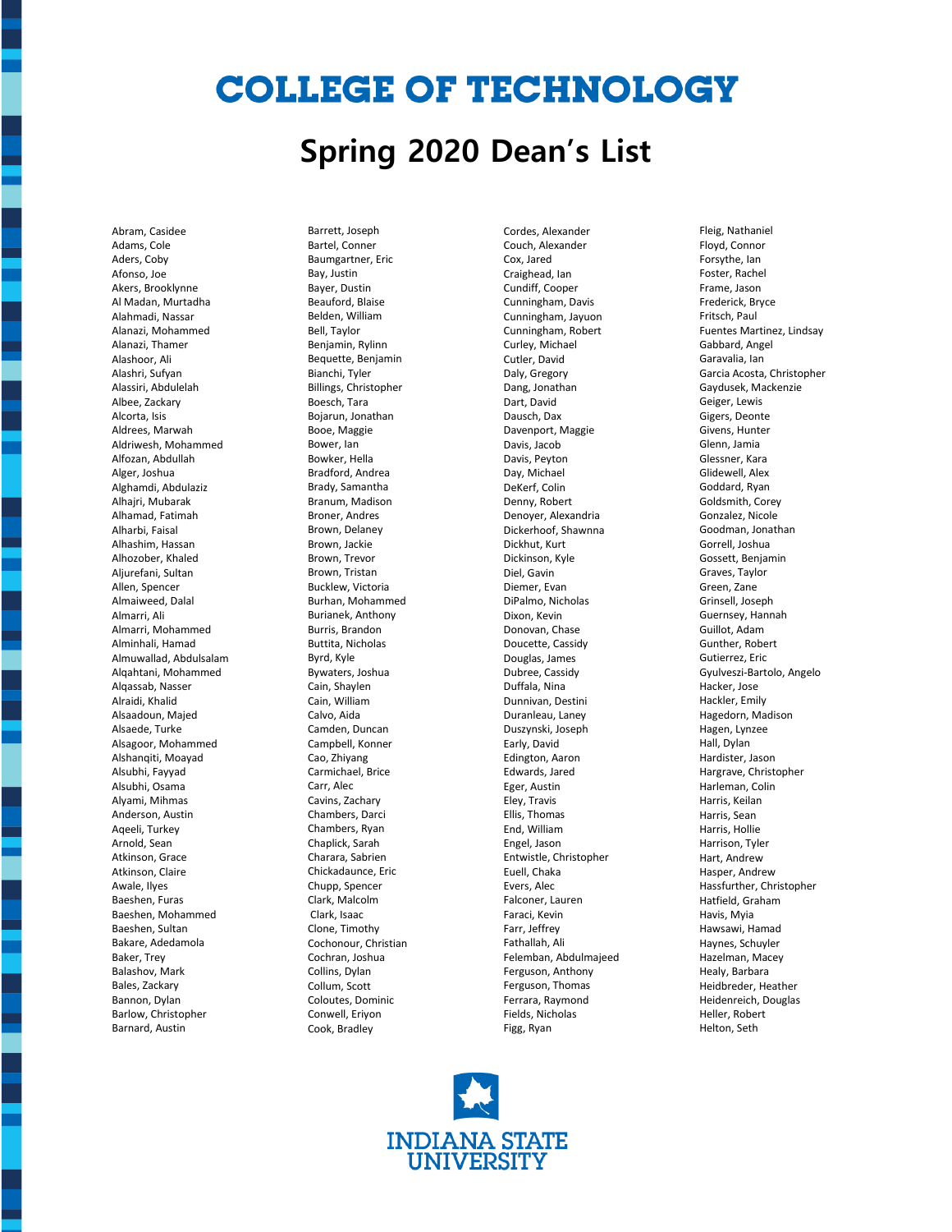# COLLEGE OF TECHNOLOGY

## Spring 2020 Dean's List

Abram, Casidee
Adams, Cole
Aders, Coby
Afonso, Joe
Akers, Brooklynne
Al Madan, Murtadha
Alahmadi, Nassar
Alanazi, Mohammed
Alanazi, Thamer
Alashoor, Ali
Alashri, Sufyan
Alassiri, Abdulelah
Albee, Zackary
Alcorta, Isis
Aldrees, Marwah
Aldriwesh, Mohammed
Alfozan, Abdullah
Alger, Joshua
Alghamdi, Abdulaziz
Alhajri, Mubarak
Alhamad, Fatimah
Alharbi, Faisal
Alhashim, Hassan
Alhozober, Khaled
Aljurefani, Sultan
Allen, Spencer
Almaiweed, Dalal
Almarri, Ali
Almarri, Mohammed
Alminhali, Hamad
Almuwallad, Abdulsalam
Alqahtani, Mohammed
Alqassab, Nasser
Alraidi, Khalid
Alsaadoun, Majed
Alsaede, Turke
Alsagoor, Mohammed
Alshanqiti, Moayad
Alsubhi, Fayyad
Alsubhi, Osama
Alyami, Mihmas
Anderson, Austin
Aqeeli, Turkey
Arnold, Sean
Atkinson, Grace
Atkinson, Claire
Awale, Ilyes
Baeshen, Furas
Baeshen, Mohammed
Baeshen, Sultan
Bakare, Adedamola
Baker, Trey
Balashov, Mark
Bales, Zackary
Bannon, Dylan
Barlow, Christopher
Barnard, Austin
Barrett, Joseph
Bartel, Conner
Baumgartner, Eric
Bay, Justin
Bayer, Dustin
Beauford, Blaise
Belden, William
Bell, Taylor
Benjamin, Rylinn
Bequette, Benjamin
Bianchi, Tyler
Billings, Christopher
Boesch, Tara
Bojarun, Jonathan
Booe, Maggie
Bower, Ian
Bowker, Hella
Bradford, Andrea
Brady, Samantha
Branum, Madison
Broner, Andres
Brown, Delaney
Brown, Jackie
Brown, Trevor
Brown, Tristan
Bucklew, Victoria
Burhan, Mohammed
Burianek, Anthony
Burris, Brandon
Buttita, Nicholas
Byrd, Kyle
Bywaters, Joshua
Cain, Shaylen
Cain, William
Calvo, Aida
Camden, Duncan
Campbell, Konner
Cao, Zhiyang
Carmichael, Brice
Carr, Alec
Cavins, Zachary
Chambers, Darci
Chambers, Ryan
Chaplick, Sarah
Charara, Sabrien
Chickadaunce, Eric
Chupp, Spencer
Clark, Malcolm
Clark, Isaac
Clone, Timothy
Cochonour, Christian
Cochran, Joshua
Collins, Dylan
Collum, Scott
Coloutes, Dominic
Conwell, Eriyon
Cook, Bradley
Cordes, Alexander
Couch, Alexander
Cox, Jared
Craighead, Ian
Cundiff, Cooper
Cunningham, Davis
Cunningham, Jayuon
Cunningham, Robert
Curley, Michael
Cutler, David
Daly, Gregory
Dang, Jonathan
Dart, David
Dausch, Dax
Davenport, Maggie
Davis, Jacob
Davis, Peyton
Day, Michael
DeKerf, Colin
Denny, Robert
Denoyer, Alexandria
Dickerhoof, Shawnna
Dickhut, Kurt
Dickinson, Kyle
Diel, Gavin
Diemer, Evan
DiPalmo, Nicholas
Dixon, Kevin
Donovan, Chase
Doucette, Cassidy
Douglas, James
Dubree, Cassidy
Duffala, Nina
Dunnivan, Destini
Duranleau, Laney
Duszynski, Joseph
Early, David
Edington, Aaron
Edwards, Jared
Eger, Austin
Eley, Travis
Ellis, Thomas
End, William
Engel, Jason
Entwistle, Christopher
Euell, Chaka
Evers, Alec
Falconer, Lauren
Faraci, Kevin
Farr, Jeffrey
Fathallah, Ali
Felemban, Abdulmajeed
Ferguson, Anthony
Ferguson, Thomas
Ferrara, Raymond
Fields, Nicholas
Figg, Ryan
Fleig, Nathaniel
Floyd, Connor
Forsythe, Ian
Foster, Rachel
Frame, Jason
Frederick, Bryce
Fritsch, Paul
Fuentes Martinez, Lindsay
Gabbard, Angel
Garavalia, Ian
Garcia Acosta, Christopher
Gaydusek, Mackenzie
Geiger, Lewis
Gigers, Deonte
Givens, Hunter
Glenn, Jamia
Glessner, Kara
Glidewell, Alex
Goddard, Ryan
Goldsmith, Corey
Gonzalez, Nicole
Goodman, Jonathan
Gorrell, Joshua
Gossett, Benjamin
Graves, Taylor
Green, Zane
Grinsell, Joseph
Guernsey, Hannah
Guillot, Adam
Gunther, Robert
Gutierrez, Eric
Gyulveszi-Bartolo, Angelo
Hacker, Jose
Hackler, Emily
Hagedorn, Madison
Hagen, Lynzee
Hall, Dylan
Hardister, Jason
Hargrave, Christopher
Harleman, Colin
Harris, Keilan
Harris, Sean
Harris, Hollie
Harrison, Tyler
Hart, Andrew
Hasper, Andrew
Hassfurther, Christopher
Hatfield, Graham
Havis, Myia
Hawsawi, Hamad
Haynes, Schuyler
Hazelman, Macey
Healy, Barbara
Heidbreder, Heather
Heidenreich, Douglas
Heller, Robert
Helton, Seth

INDIANA STATE UNIVERSITY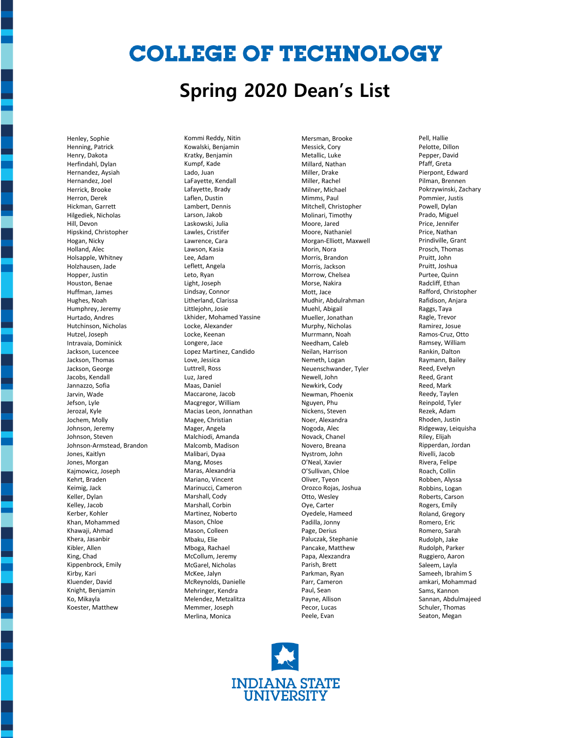# COLLEGE OF TECHNOLOGY

## Spring 2020 Dean's List

Henley, Sophie
Henning, Patrick
Henry, Dakota
Herfindahl, Dylan
Hernandez, Aysiah
Hernandez, Joel
Herrick, Brooke
Herron, Derek
Hickman, Garrett
Hilgediek, Nicholas
Hill, Devon
Hipskind, Christopher
Hogan, Nicky
Holland, Alec
Holsapple, Whitney
Holzhausen, Jade
Hopper, Justin
Houston, Benae
Huffman, James
Hughes, Noah
Humphrey, Jeremy
Hurtado, Andres
Hutchinson, Nicholas
Hutzel, Joseph
Intravaia, Dominick
Jackson, Lucencee
Jackson, Thomas
Jackson, George
Jacobs, Kendall
Jannazzo, Sofia
Jarvin, Wade
Jefson, Lyle
Jerozal, Kyle
Jochem, Molly
Johnson, Jeremy
Johnson, Steven
Johnson-Armstead, Brandon
Jones, Kaitlyn
Jones, Morgan
Kajmowicz, Joseph
Kehrt, Braden
Keimig, Jack
Keller, Dylan
Kelley, Jacob
Kerber, Kohler
Khan, Mohammed
Khawaji, Ahmad
Khera, Jasanbir
Kibler, Allen
King, Chad
Kippenbrock, Emily
Kirby, Kari
Kluender, David
Knight, Benjamin
Ko, Mikayla
Koester, Matthew
Kommi Reddy, Nitin
Kowalski, Benjamin
Kratky, Benjamin
Kumpf, Kade
Lado, Juan
LaFayette, Kendall
Lafayette, Brady
Laflen, Dustin
Lambert, Dennis
Larson, Jakob
Laskowski, Julia
Lawles, Cristifer
Lawrence, Cara
Lawson, Kasia
Lee, Adam
Leflett, Angela
Leto, Ryan
Light, Joseph
Lindsay, Connor
Litherland, Clarissa
Littlejohn, Josie
Lkhider, Mohamed Yassine
Locke, Alexander
Locke, Keenan
Longere, Jace
Lopez Martinez, Candido
Love, Jessica
Luttrell, Ross
Luz, Jared
Maas, Daniel
Maccarone, Jacob
Macgregor, William
Macias Leon, Jonnathan
Magee, Christian
Mager, Angela
Malchiodi, Amanda
Malcomb, Madison
Malibari, Dyaa
Mang, Moses
Maras, Alexandria
Mariano, Vincent
Marinucci, Cameron
Marshall, Cody
Marshall, Corbin
Martinez, Noberto
Mason, Chloe
Mason, Colleen
Mbaku, Elie
Mboga, Rachael
McCollum, Jeremy
McGarel, Nicholas
McKee, Jalyn
McReynolds, Danielle
Mehringer, Kendra
Melendez, Metzalitza
Memmer, Joseph
Merlina, Monica
Mersman, Brooke
Messick, Cory
Metallic, Luke
Millard, Nathan
Miller, Drake
Miller, Rachel
Milner, Michael
Mimms, Paul
Mitchell, Christopher
Molinari, Timothy
Moore, Jared
Moore, Nathaniel
Morgan-Elliott, Maxwell
Morin, Nora
Morris, Brandon
Morris, Jackson
Morrow, Chelsea
Morse, Nakira
Mott, Jace
Mudhir, Abdulrahman
Muehl, Abigail
Mueller, Jonathan
Murphy, Nicholas
Murrmann, Noah
Needham, Caleb
Neilan, Harrison
Nemeth, Logan
Neuenschwander, Tyler
Newell, John
Newkirk, Cody
Newman, Phoenix
Nguyen, Phu
Nickens, Steven
Noer, Alexandra
Nogoda, Alec
Novack, Chanel
Novero, Breana
Nystrom, John
O'Neal, Xavier
O'Sullivan, Chloe
Oliver, Tyeon
Orozco Rojas, Joshua
Otto, Wesley
Oye, Carter
Oyedele, Hameed
Padilla, Jonny
Page, Derius
Paluczak, Stephanie
Pancake, Matthew
Papa, Alexzandra
Parish, Brett
Parkman, Ryan
Parr, Cameron
Paul, Sean
Payne, Allison
Pecor, Lucas
Peele, Evan
Pell, Hallie
Pelotte, Dillon
Pepper, David
Pfaff, Greta
Pierpont, Edward
Pilman, Brennen
Pokrzywinski, Zachary
Pommier, Justis
Powell, Dylan
Prado, Miguel
Price, Jennifer
Price, Nathan
Prindiville, Grant
Prosch, Thomas
Pruitt, John
Pruitt, Joshua
Purtee, Quinn
Radcliff, Ethan
Rafford, Christopher
Rafidison, Anjara
Raggs, Taya
Ragle, Trevor
Ramirez, Josue
Ramos-Cruz, Otto
Ramsey, William
Rankin, Dalton
Raymann, Bailey
Reed, Evelyn
Reed, Grant
Reed, Mark
Reedy, Taylen
Reinpold, Tyler
Rezek, Adam
Rhoden, Justin
Ridgeway, Leiquisha
Riley, Elijah
Ripperdan, Jordan
Rivelli, Jacob
Rivera, Felipe
Roach, Collin
Robben, Alyssa
Robbins, Logan
Roberts, Carson
Rogers, Emily
Roland, Gregory
Romero, Eric
Romero, Sarah
Rudolph, Jake
Rudolph, Parker
Ruggiero, Aaron
Saleem, Layla
Sameeh, Ibrahim S
amkari, Mohammad
Sams, Kannon
Sannan, Abdulmajeed
Schuler, Thomas
Seaton, Megan

INDIANA STATE UNIVERSITY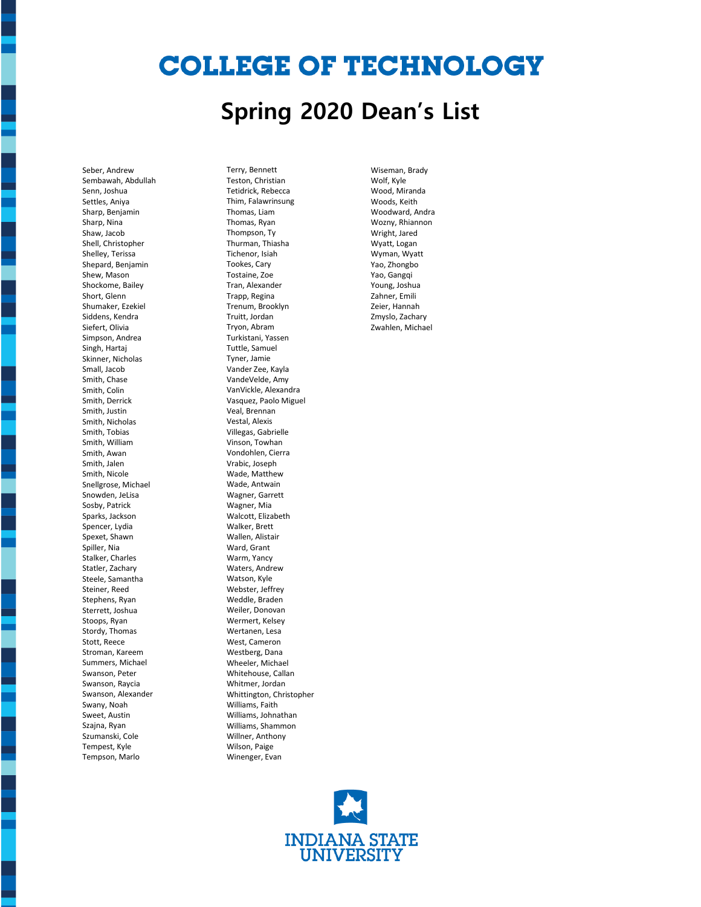# COLLEGE OF TECHNOLOGY

## Spring 2020 Dean's List

Seber, Andrew
Sembawah, Abdullah
Senn, Joshua
Settles, Aniya
Sharp, Benjamin
Sharp, Nina
Shaw, Jacob
Shell, Christopher
Shelley, Terissa
Shepard, Benjamin
Shew, Mason
Shockome, Bailey
Short, Glenn
Shumaker, Ezekiel
Siddens, Kendra
Siefert, Olivia
Simpson, Andrea
Singh, Hartaj
Skinner, Nicholas
Small, Jacob
Smith, Chase
Smith, Colin
Smith, Derrick
Smith, Justin
Smith, Nicholas
Smith, Tobias
Smith, William
Smith, Awan
Smith, Jalen
Smith, Nicole
Snellgrose, Michael
Snowden, JeLisa
Sosby, Patrick
Sparks, Jackson
Spencer, Lydia
Spexet, Shawn
Spiller, Nia
Stalker, Charles
Statler, Zachary
Steele, Samantha
Steiner, Reed
Stephens, Ryan
Sterrett, Joshua
Stoops, Ryan
Stordy, Thomas
Stott, Reece
Stroman, Kareem
Summers, Michael
Swanson, Peter
Swanson, Raycia
Swanson, Alexander
Swany, Noah
Sweet, Austin
Szajna, Ryan
Szumanski, Cole
Tempest, Kyle
Tempson, Marlo
Terry, Bennett
Teston, Christian
Tetidrick, Rebecca
Thim, Falawrinsung
Thomas, Liam
Thomas, Ryan
Thompson, Ty
Thurman, Thiasha
Tichenor, Isiah
Tookes, Cary
Tostaine, Zoe
Tran, Alexander
Trapp, Regina
Trenum, Brooklyn
Truitt, Jordan
Tryon, Abram
Turkistani, Yassen
Tuttle, Samuel
Tyner, Jamie
Vander Zee, Kayla
VandeVelde, Amy
VanVickle, Alexandra
Vasquez, Paolo Miguel
Veal, Brennan
Vestal, Alexis
Villegas, Gabrielle
Vinson, Towhan
Vondohlen, Cierra
Vrabic, Joseph
Wade, Matthew
Wade, Antwain
Wagner, Garrett
Wagner, Mia
Walcott, Elizabeth
Walker, Brett
Wallen, Alistair
Ward, Grant
Warm, Yancy
Waters, Andrew
Watson, Kyle
Webster, Jeffrey
Weddle, Braden
Weiler, Donovan
Wermert, Kelsey
Wertanen, Lesa
West, Cameron
Westberg, Dana
Wheeler, Michael
Whitehouse, Callan
Whitmer, Jordan
Whittington, Christopher
Williams, Faith
Williams, Johnathan
Williams, Shammon
Willner, Anthony
Wilson, Paige
Winenger, Evan
Wiseman, Brady
Wolf, Kyle
Wood, Miranda
Woods, Keith
Woodward, Andra
Wozny, Rhiannon
Wright, Jared
Wyatt, Logan
Wyman, Wyatt
Yao, Zhongbo
Yao, Gangqi
Young, Joshua
Zahner, Emili
Zeier, Hannah
Zmyslo, Zachary
Zwahlen, Michael

INDIANA STATE UNIVERSITY